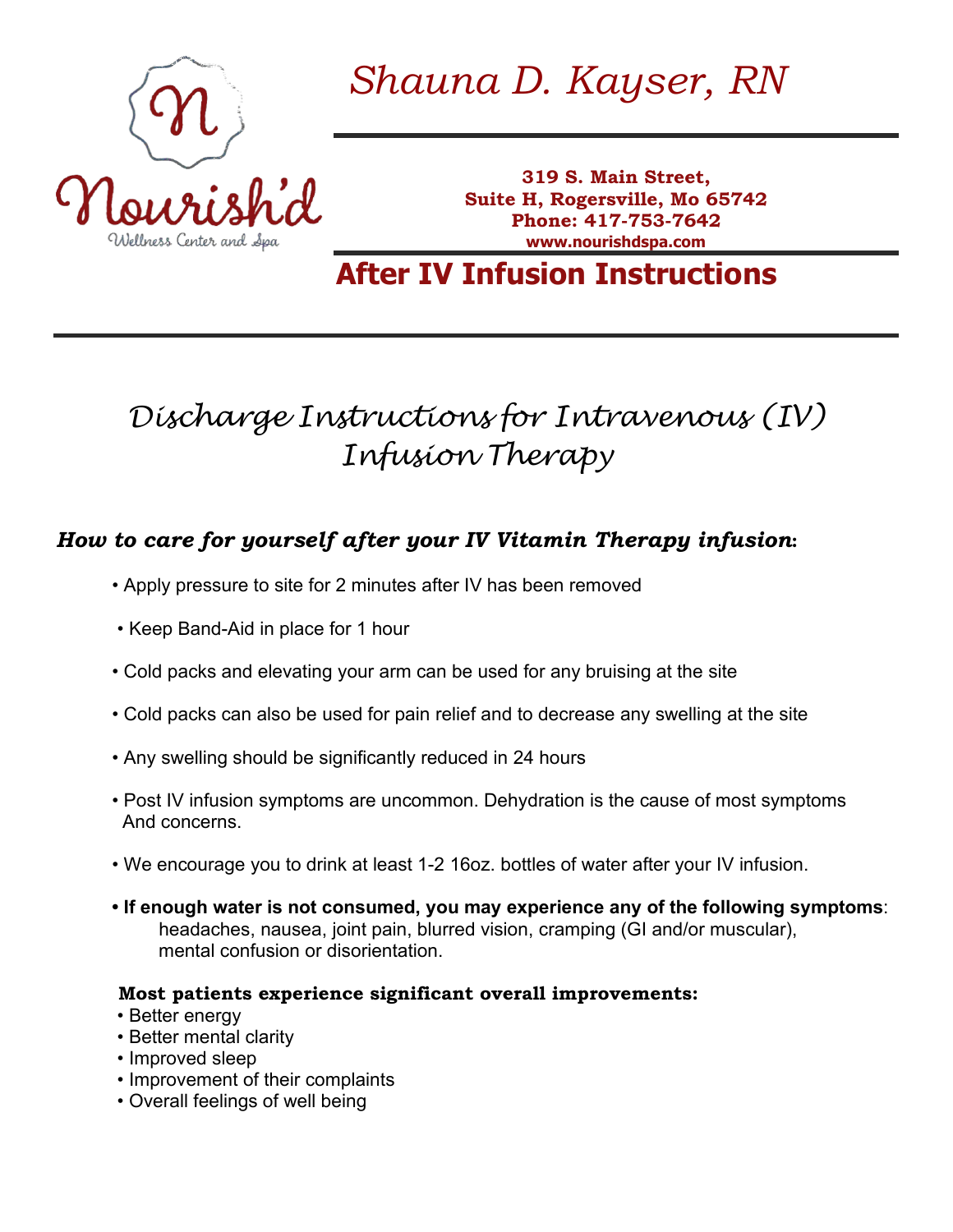Nourish'd
Wellness Center and Spa

# Shauna D. Kayser, RN

**319 S. Main Street,**
**Suite H, Rogersville, Mo 65742**
**Phone: 417-753-7642**
**www.nourishdspa.com**

# After IV Infusion Instructions

## *Discharge Instructions for Intravenous (IV) Infusion Therapy*

### *How to care for yourself after your IV Vitamin Therapy infusion*:

- Apply pressure to site for 2 minutes after IV has been removed
- Keep Band-Aid in place for 1 hour
- Cold packs and elevating your arm can be used for any bruising at the site
- Cold packs can also be used for pain relief and to decrease any swelling at the site
- Any swelling should be significantly reduced in 24 hours
- Post IV infusion symptoms are uncommon. Dehydration is the cause of most symptoms And concerns.
- We encourage you to drink at least 1-2 16oz. bottles of water after your IV infusion.
- **If enough water is not consumed, you may experience any of the following symptoms**: headaches, nausea, joint pain, blurred vision, cramping (GI and/or muscular), mental confusion or disorientation.

**Most patients experience significant overall improvements:**

- Better energy
- Better mental clarity
- Improved sleep
- Improvement of their complaints
- Overall feelings of well being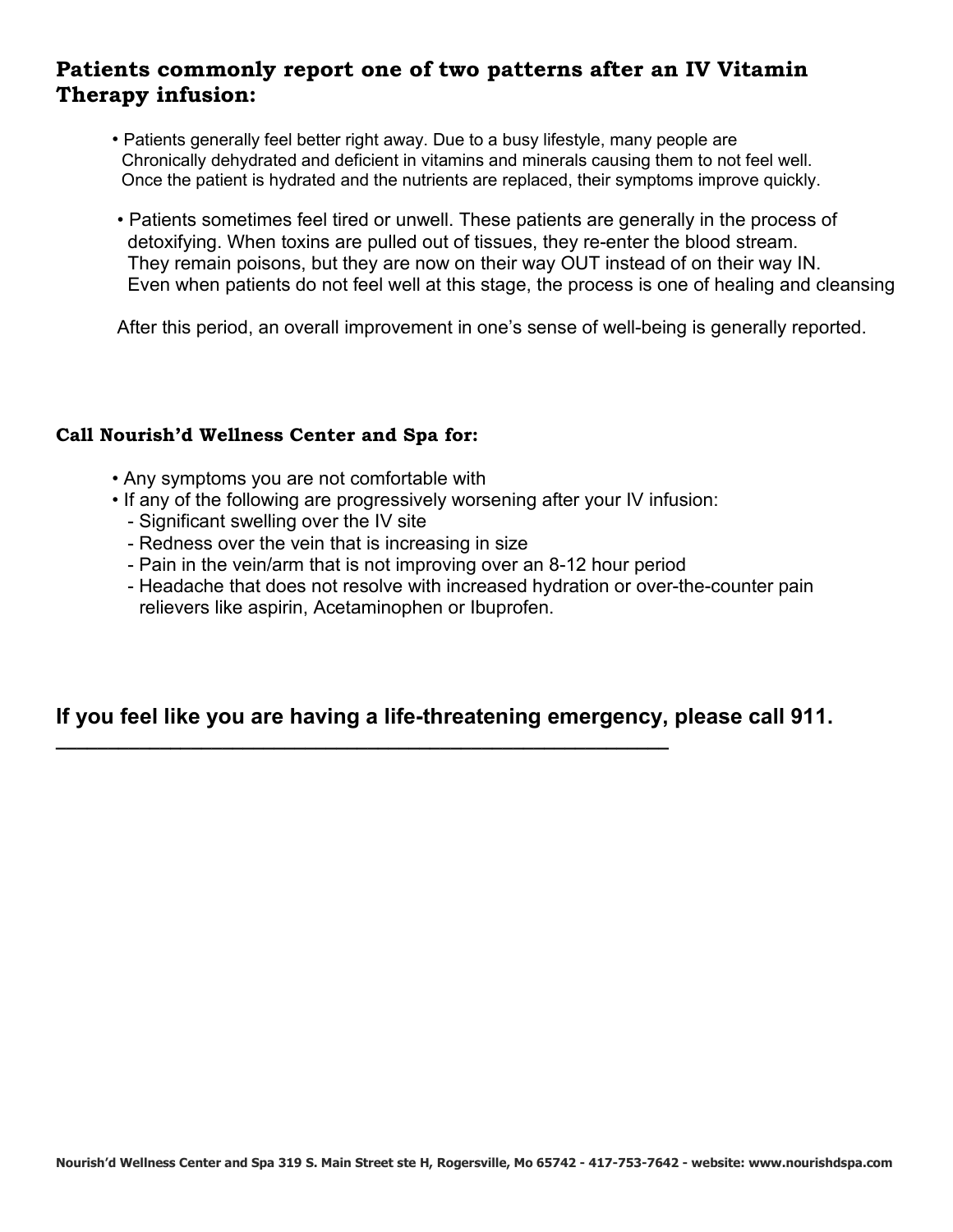## Patients commonly report one of two patterns after an IV Vitamin Therapy infusion:

- Patients generally feel better right away. Due to a busy lifestyle, many people are Chronically dehydrated and deficient in vitamins and minerals causing them to not feel well. Once the patient is hydrated and the nutrients are replaced, their symptoms improve quickly.

- Patients sometimes feel tired or unwell. These patients are generally in the process of detoxifying. When toxins are pulled out of tissues, they re-enter the blood stream. They remain poisons, but they are now on their way OUT instead of on their way IN. Even when patients do not feel well at this stage, the process is one of healing and cleansing

After this period, an overall improvement in one's sense of well-being is generally reported.

**Call Nourish'd Wellness Center and Spa for:**

- Any symptoms you are not comfortable with
- If any of the following are progressively worsening after your IV infusion:
  - Significant swelling over the IV site
  - Redness over the vein that is increasing in size
  - Pain in the vein/arm that is not improving over an 8-12 hour period
  - Headache that does not resolve with increased hydration or over-the-counter pain relievers like aspirin, Acetaminophen or Ibuprofen.

**If you feel like you are having a life-threatening emergency, please call 911.**

Nourish'd Wellness Center and Spa 319 S. Main Street ste H, Rogersville, Mo 65742 - 417-753-7642 - website: www.nourishdspa.com